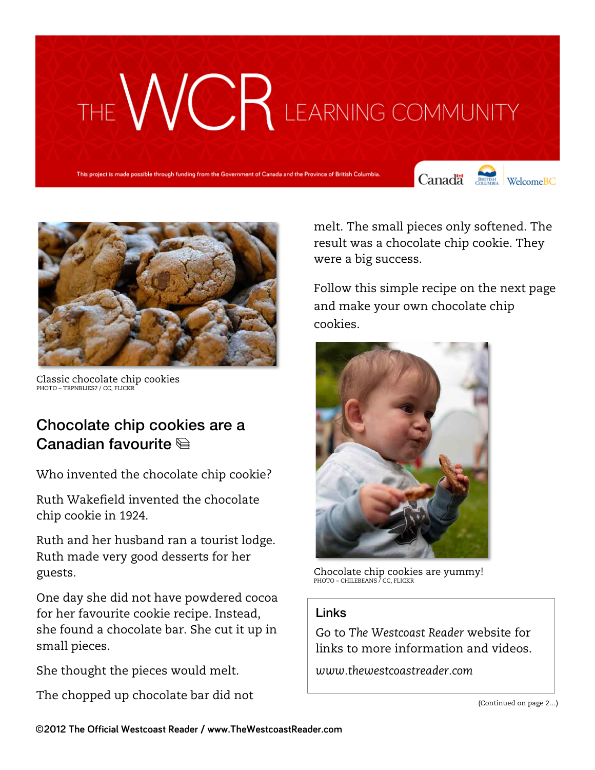# THE WCR LEARNING COMMUNITY

This project is made possible through funding from the Government of Canada and the Province of British Columbia.

Classic chocolate chip cookies
PHOTO – TRPNBLIES7 / CC, FLICKR

## Chocolate chip cookies are a Canadian favourite

Who invented the chocolate chip cookie?

Ruth Wakefield invented the chocolate chip cookie in 1924.

Ruth and her husband ran a tourist lodge. Ruth made very good desserts for her guests.

One day she did not have powdered cocoa for her favourite cookie recipe. Instead, she found a chocolate bar. She cut it up in small pieces.

She thought the pieces would melt.

The chopped up chocolate bar did not melt. The small pieces only softened. The result was a chocolate chip cookie. They were a big success.

Follow this simple recipe on the next page and make your own chocolate chip cookies.

Chocolate chip cookies are yummy!
PHOTO – CHILEBEANS / CC, FLICKR

### Links

Go to *The Westcoast Reader* website for links to more information and videos.

*www.thewestcoastreader.com*

(Continued on page 2...)

©2012 The Official Westcoast Reader / www.TheWestcoastReader.com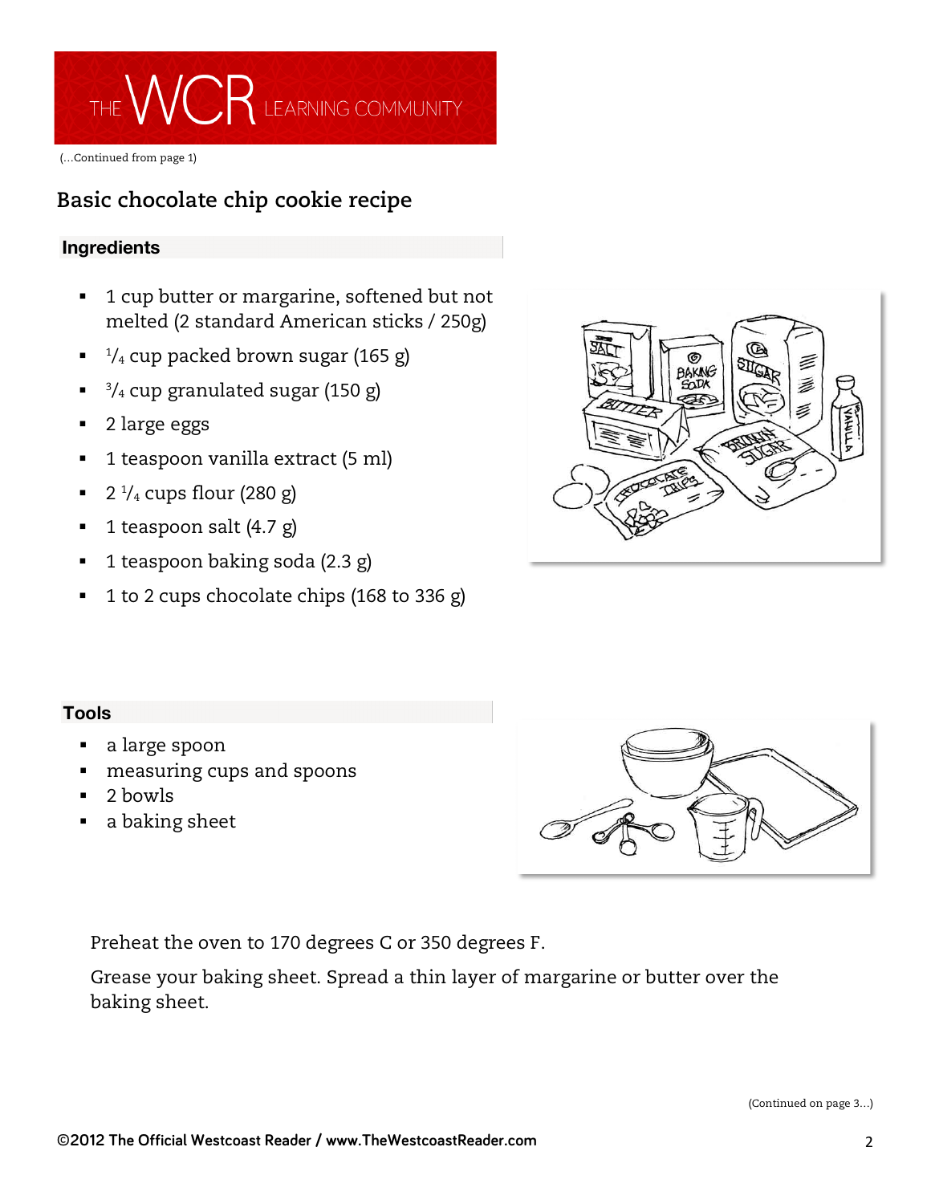(...Continued from page 1)

## Basic chocolate chip cookie recipe

### Ingredients

- 1 cup butter or margarine, softened but not melted (2 standard American sticks / 250g)
- $^{1}/_{4}$ cup packed brown sugar (165 g)
- $^{3}/_{4}$ cup granulated sugar (150 g)
- 2 large eggs
- 1 teaspoon vanilla extract (5 ml)
- 2 $^{1}/_{4}$ cups flour (280 g)
- 1 teaspoon salt (4.7 g)
- 1 teaspoon baking soda (2.3 g)
- 1 to 2 cups chocolate chips (168 to 336 g)

### Tools

- a large spoon
- measuring cups and spoons
- 2 bowls
- a baking sheet

Preheat the oven to 170 degrees C or 350 degrees F.

Grease your baking sheet. Spread a thin layer of margarine or butter over the baking sheet.

(Continued on page 3...)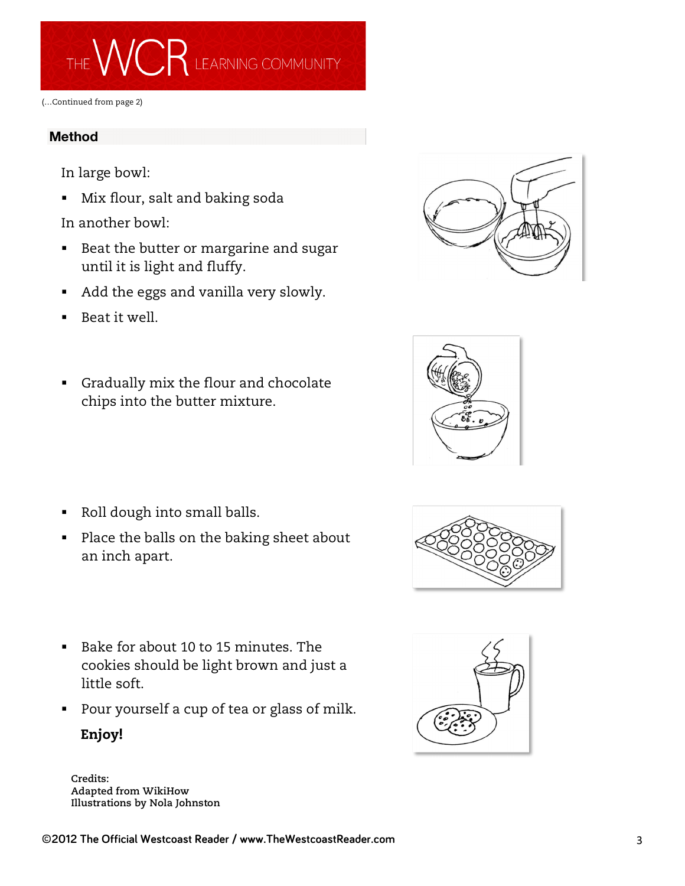# THE WCR LEARNING COMMUNITY

(…Continued from page 2)

## Method

In large bowl:

- Mix flour, salt and baking soda

In another bowl:

- Beat the butter or margarine and sugar until it is light and fluffy.
- Add the eggs and vanilla very slowly.
- Beat it well.

- Gradually mix the flour and chocolate chips into the butter mixture.

- Roll dough into small balls.
- Place the balls on the baking sheet about an inch apart.

- Bake for about 10 to 15 minutes. The cookies should be light brown and just a little soft.
- Pour yourself a cup of tea or glass of milk.

**Enjoy!**

**Credits:**
**Adapted from WikiHow**
**Illustrations by Nola Johnston**

**©2012 The Official Westcoast Reader / www.TheWestcoastReader.com**